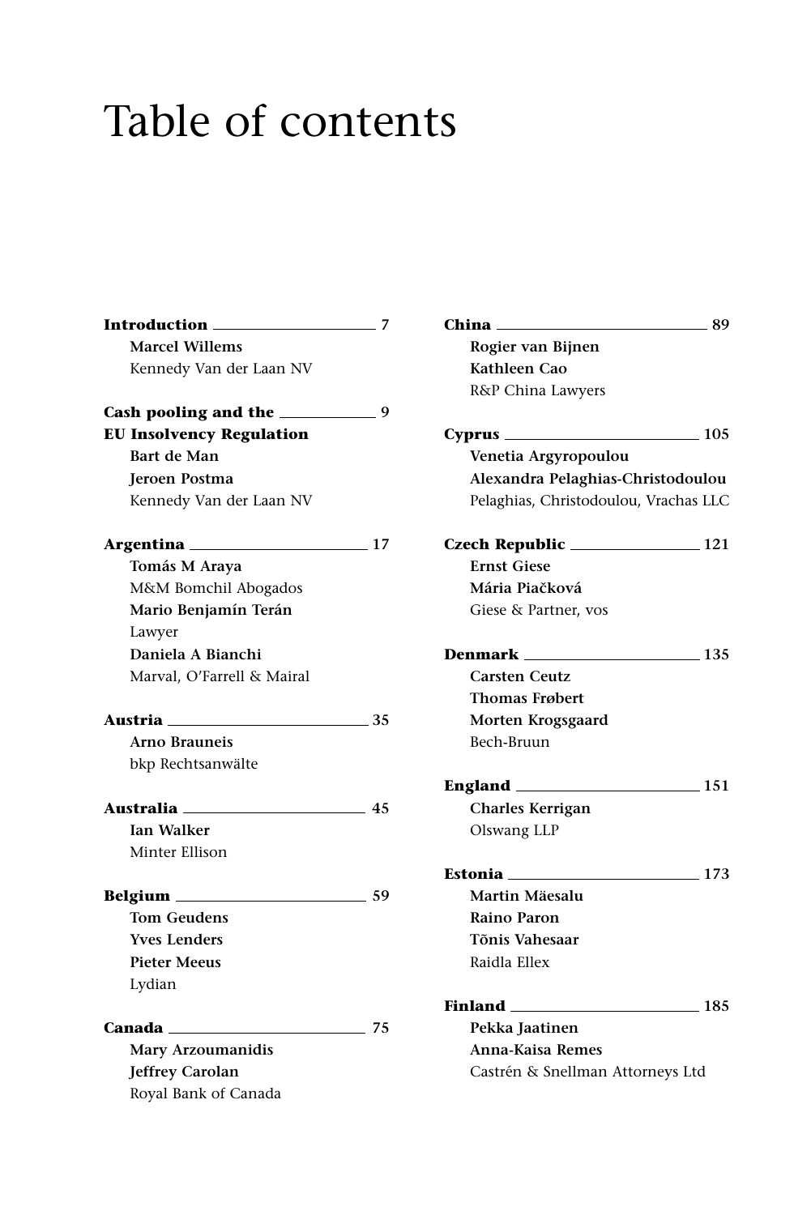# Table of contents

**Introduction** 7
**Marcel Willems**
Kennedy Van der Laan NV

**Cash pooling and the EU Insolvency Regulation** 9
**Bart de Man**
**Jeroen Postma**
Kennedy Van der Laan NV

**Argentina** 17
**Tomás M Araya**
M&M Bomchil Abogados
**Mario Benjamín Terán**
Lawyer
**Daniela A Bianchi**
Marval, O'Farrell & Mairal

**Austria** 35
**Arno Brauneis**
bkp Rechtsanwälte

**Australia** 45
**Ian Walker**
Minter Ellison

**Belgium** 59
**Tom Geudens**
**Yves Lenders**
**Pieter Meeus**
Lydian

**Canada** 75
**Mary Arzoumanidis**
**Jeffrey Carolan**
Royal Bank of Canada

**China** 89
**Rogier van Bijnen**
**Kathleen Cao**
R&P China Lawyers

**Cyprus** 105
**Venetia Argyropoulou**
**Alexandra Pelaghias-Christodoulou**
Pelaghias, Christodoulou, Vrachas LLC

**Czech Republic** 121
**Ernst Giese**
**Mária Piačková**
Giese & Partner, vos

**Denmark** 135
**Carsten Ceutz**
**Thomas Frøbert**
**Morten Krogsgaard**
Bech-Bruun

**England** 151
**Charles Kerrigan**
Olswang LLP

**Estonia** 173
**Martin Mäesalu**
**Raino Paron**
**Tõnis Vahesaar**
Raidla Ellex

**Finland** 185
**Pekka Jaatinen**
**Anna-Kaisa Remes**
Castrén & Snellman Attorneys Ltd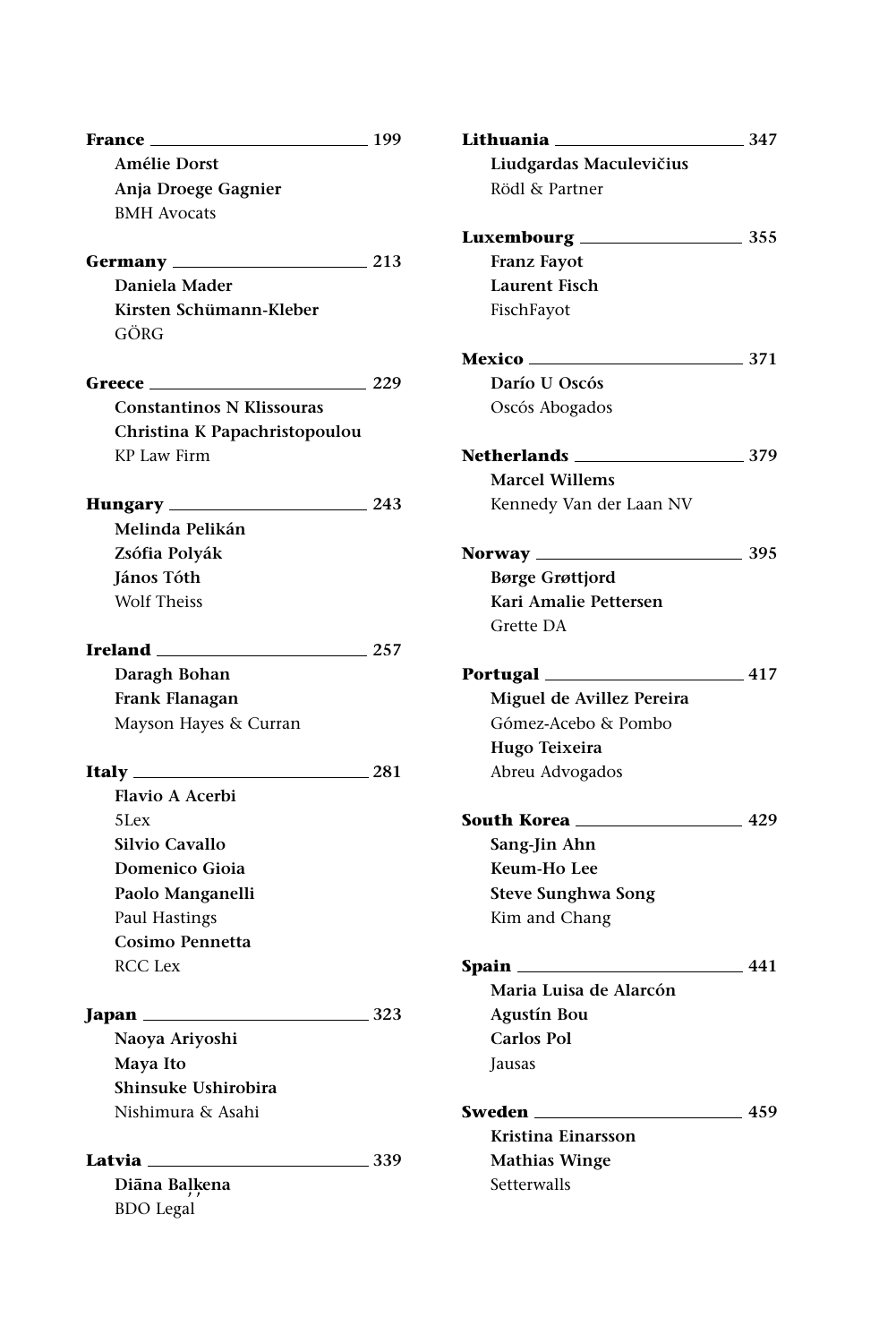**France** 199

**Amélie Dorst**
**Anja Droege Gagnier**
BMH Avocats

**Germany** 213

**Daniela Mader**
**Kirsten Schümann-Kleber**
GÖRG

**Greece** 229

**Constantinos N Klissouras**
**Christina K Papachristopoulou**
KP Law Firm

**Hungary** 243

**Melinda Pelikán**
**Zsófia Polyák**
**János Tóth**
Wolf Theiss

**Ireland** 257

**Daragh Bohan**
**Frank Flanagan**
Mayson Hayes & Curran

**Italy** 281

**Flavio A Acerbi**
5Lex
**Silvio Cavallo**
**Domenico Gioia**
**Paolo Manganelli**
Paul Hastings
**Cosimo Pennetta**
RCC Lex

**Japan** 323

**Naoya Ariyoshi**
**Maya Ito**
**Shinsuke Ushirobira**
Nishimura & Asahi

**Latvia** 339

**Diāna Baļķena**
BDO Legal

**Lithuania** 347

**Liudgardas Maculevičius**
Rödl & Partner

**Luxembourg** 355

**Franz Fayot**
**Laurent Fisch**
FischFayot

**Mexico** 371

**Darío U Oscós**
Oscós Abogados

**Netherlands** 379

**Marcel Willems**
Kennedy Van der Laan NV

**Norway** 395

**Børge Grøttjord**
**Kari Amalie Pettersen**
Grette DA

**Portugal** 417

**Miguel de Avillez Pereira**
Gómez-Acebo & Pombo
**Hugo Teixeira**
Abreu Advogados

**South Korea** 429

**Sang-Jin Ahn**
**Keum-Ho Lee**
**Steve Sunghwa Song**
Kim and Chang

**Spain** 441

**Maria Luisa de Alarcón**
**Agustín Bou**
**Carlos Pol**
Jausas

**Sweden** 459

**Kristina Einarsson**
**Mathias Winge**
Setterwalls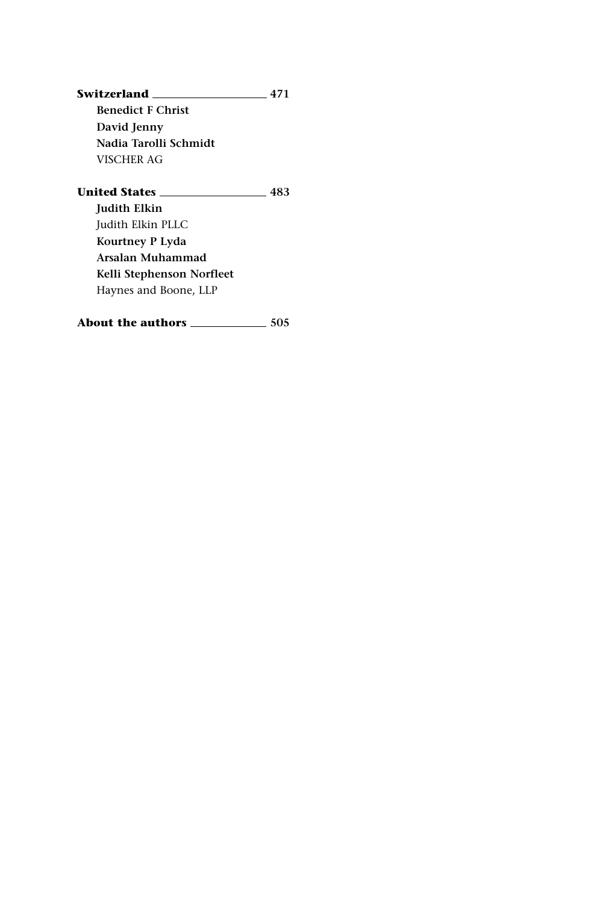**Switzerland** ____________________ **471**

**Benedict F Christ**
**David Jenny**
**Nadia Tarolli Schmidt**
VISCHER AG

**United States** ____________________ **483**

**Judith Elkin**
Judith Elkin PLLC
**Kourtney P Lyda**
**Arsalan Muhammad**
**Kelli Stephenson Norfleet**
Haynes and Boone, LLP

**About the authors** ______________ **505**